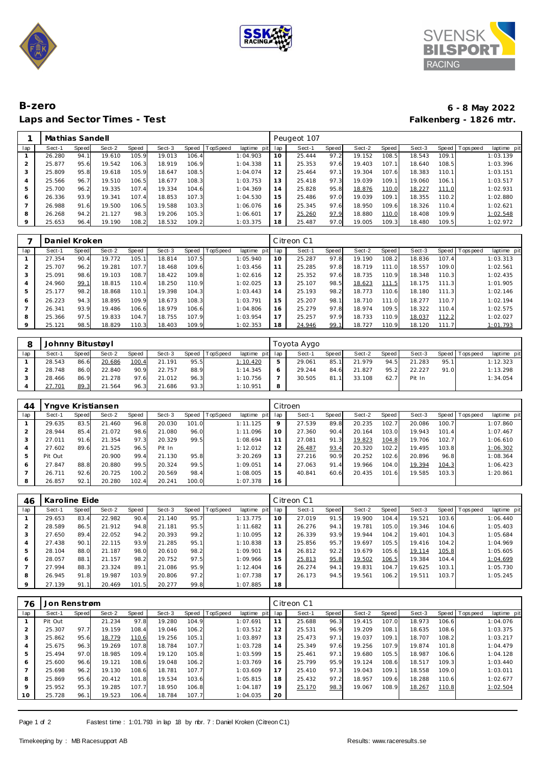# B-zero

## Laps and Sector Times - Test

**6 - 8 May 2022**
**Falkenberg - 1826 mtr.**

| 1 | Mathias Sandell | | | | | | | | | Peugeot 107 | | | | | | | |
|---|---|---|---|---|---|---|---|---|---|---|---|---|---|---|---|---|---|
| lap | Sect-1 | Speed | Sect-2 | Speed | Sect-3 | Speed | TopSpeed | laptime pit | lap | Sect-1 | Speed | Sect-2 | Speed | Sect-3 | Speed | Topspeed | laptime pit |
| 1 | 26.280 | 94.1 | 19.610 | 105.9 | 19.013 | 106.4 | | 1:04.903 | 10 | 25.444 | 97.2 | 19.152 | 108.5 | 18.543 | 109.1 | | 1:03.139 |
| 2 | 25.877 | 95.6 | 19.542 | 106.3 | 18.919 | 106.9 | | 1:04.338 | 11 | 25.353 | 97.6 | 19.403 | 107.1 | 18.640 | 108.5 | | 1:03.396 |
| 3 | 25.809 | 95.8 | 19.618 | 105.9 | 18.647 | 108.5 | | 1:04.074 | 12 | 25.464 | 97.1 | 19.304 | 107.6 | 18.383 | 110.1 | | 1:03.151 |
| 4 | 25.566 | 96.7 | 19.510 | 106.5 | 18.677 | 108.3 | | 1:03.753 | 13 | 25.418 | 97.3 | 19.039 | 109.1 | 19.060 | 106.1 | | 1:03.517 |
| 5 | 25.700 | 96.2 | 19.335 | 107.4 | 19.334 | 104.6 | | 1:04.369 | 14 | 25.828 | 95.8 | 18.876 | 110.0 | 18.227 | 111.0 | | 1:02.931 |
| 6 | 26.336 | 93.9 | 19.341 | 107.4 | 18.853 | 107.3 | | 1:04.530 | 15 | 25.486 | 97.0 | 19.039 | 109.1 | 18.355 | 110.2 | | 1:02.880 |
| 7 | 26.988 | 91.6 | 19.500 | 106.5 | 19.588 | 103.3 | | 1:06.076 | 16 | 25.345 | 97.6 | 18.950 | 109.6 | 18.326 | 110.4 | | 1:02.621 |
| 8 | 26.268 | 94.2 | 21.127 | 98.3 | 19.206 | 105.3 | | 1:06.601 | 17 | 25.260 | 97.9 | 18.880 | 110.0 | 18.408 | 109.9 | | 1:02.548 |
| 9 | 25.653 | 96.4 | 19.190 | 108.2 | 18.532 | 109.2 | | 1:03.375 | 18 | 25.487 | 97.0 | 19.005 | 109.3 | 18.480 | 109.5 | | 1:02.972 |

| 7 | Daniel Kroken | | | | | | | | | Citreon C1 | | | | | | | |
|---|---|---|---|---|---|---|---|---|---|---|---|---|---|---|---|---|---|
| lap | Sect-1 | Speed | Sect-2 | Speed | Sect-3 | Speed | TopSpeed | laptime pit | lap | Sect-1 | Speed | Sect-2 | Speed | Sect-3 | Speed | Topspeed | laptime pit |
| 1 | 27.354 | 90.4 | 19.772 | 105.1 | 18.814 | 107.5 | | 1:05.940 | 10 | 25.287 | 97.8 | 19.190 | 108.2 | 18.836 | 107.4 | | 1:03.313 |
| 2 | 25.707 | 96.2 | 19.281 | 107.7 | 18.468 | 109.6 | | 1:03.456 | 11 | 25.285 | 97.8 | 18.719 | 111.0 | 18.557 | 109.0 | | 1:02.561 |
| 3 | 25.091 | 98.6 | 19.103 | 108.7 | 18.422 | 109.8 | | 1:02.616 | 12 | 25.352 | 97.6 | 18.735 | 110.9 | 18.348 | 110.3 | | 1:02.435 |
| 4 | 24.960 | 99.1 | 18.815 | 110.4 | 18.250 | 110.9 | | 1:02.025 | 13 | 25.107 | 98.5 | 18.623 | 111.5 | 18.175 | 111.3 | | 1:01.905 |
| 5 | 25.177 | 98.2 | 18.868 | 110.1 | 19.398 | 104.3 | | 1:03.443 | 14 | 25.193 | 98.2 | 18.773 | 110.6 | 18.180 | 111.3 | | 1:02.146 |
| 6 | 26.223 | 94.3 | 18.895 | 109.9 | 18.673 | 108.3 | | 1:03.791 | 15 | 25.207 | 98.1 | 18.710 | 111.0 | 18.277 | 110.7 | | 1:02.194 |
| 7 | 26.341 | 93.9 | 19.486 | 106.6 | 18.979 | 106.6 | | 1:04.806 | 16 | 25.279 | 97.8 | 18.974 | 109.5 | 18.322 | 110.4 | | 1:02.575 |
| 8 | 25.366 | 97.5 | 19.833 | 104.7 | 18.755 | 107.9 | | 1:03.954 | 17 | 25.257 | 97.9 | 18.733 | 110.9 | 18.037 | 112.2 | | 1:02.027 |
| 9 | 25.121 | 98.5 | 18.829 | 110.3 | 18.403 | 109.9 | | 1:02.353 | 18 | 24.946 | 99.1 | 18.727 | 110.9 | 18.120 | 111.7 | | 1:01.793 |

| 8 | Johnny Bitustøyl | | | | | | | | | Toyota Aygo | | | | | | | |
|---|---|---|---|---|---|---|---|---|---|---|---|---|---|---|---|---|---|
| lap | Sect-1 | Speed | Sect-2 | Speed | Sect-3 | Speed | TopSpeed | laptime pit | lap | Sect-1 | Speed | Sect-2 | Speed | Sect-3 | Speed | Topspeed | laptime pit |
| 1 | 28.543 | 86.6 | 20.686 | 100.4 | 21.191 | 95.5 | | 1:10.420 | 5 | 29.061 | 85.1 | 21.979 | 94.5 | 21.283 | 95.1 | | 1:12.323 |
| 2 | 28.748 | 86.0 | 22.840 | 90.9 | 22.757 | 88.9 | | 1:14.345 | 6 | 29.244 | 84.6 | 21.827 | 95.2 | 22.227 | 91.0 | | 1:13.298 |
| 3 | 28.466 | 86.9 | 21.278 | 97.6 | 21.012 | 96.3 | | 1:10.756 | 7 | 30.505 | 81.1 | 33.108 | 62.7 | Pit In | | | 1:34.054 |
| 4 | 27.701 | 89.3 | 21.564 | 96.3 | 21.686 | 93.3 | | 1:10.951 | 8 | | | | | | | | |

| 44 | Yngve Kristiansen | | | | | | | | | Citroen | | | | | | | |
|---|---|---|---|---|---|---|---|---|---|---|---|---|---|---|---|---|---|
| lap | Sect-1 | Speed | Sect-2 | Speed | Sect-3 | Speed | TopSpeed | laptime pit | lap | Sect-1 | Speed | Sect-2 | Speed | Sect-3 | Speed | Topspeed | laptime pit |
| 1 | 29.635 | 83.5 | 21.460 | 96.8 | 20.030 | 101.0 | | 1:11.125 | 9 | 27.539 | 89.8 | 20.235 | 102.7 | 20.086 | 100.7 | | 1:07.860 |
| 2 | 28.944 | 85.4 | 21.072 | 98.6 | 21.080 | 96.0 | | 1:11.096 | 10 | 27.360 | 90.4 | 20.164 | 103.0 | 19.943 | 101.4 | | 1:07.467 |
| 3 | 27.011 | 91.6 | 21.354 | 97.3 | 20.329 | 99.5 | | 1:08.694 | 11 | 27.081 | 91.3 | 19.823 | 104.8 | 19.706 | 102.7 | | 1:06.610 |
| 4 | 27.602 | 89.6 | 21.525 | 96.5 | Pit In | | | 1:12.012 | 12 | 26.487 | 93.4 | 20.320 | 102.2 | 19.495 | 103.8 | | 1:06.302 |
| 5 | Pit Out | | 20.900 | 99.4 | 21.130 | 95.8 | | 3:20.269 | 13 | 27.216 | 90.9 | 20.252 | 102.6 | 20.896 | 96.8 | | 1:08.364 |
| 6 | 27.847 | 88.8 | 20.880 | 99.5 | 20.324 | 99.5 | | 1:09.051 | 14 | 27.063 | 91.4 | 19.966 | 104.0 | 19.394 | 104.3 | | 1:06.423 |
| 7 | 26.711 | 92.6 | 20.725 | 100.2 | 20.569 | 98.4 | | 1:08.005 | 15 | 40.841 | 60.6 | 20.435 | 101.6 | 19.585 | 103.3 | | 1:20.861 |
| 8 | 26.857 | 92.1 | 20.280 | 102.4 | 20.241 | 100.0 | | 1:07.378 | 16 | | | | | | | | |

| 46 | Karoline Eide | | | | | | | | | Citreon C1 | | | | | | | |
|---|---|---|---|---|---|---|---|---|---|---|---|---|---|---|---|---|---|
| lap | Sect-1 | Speed | Sect-2 | Speed | Sect-3 | Speed | TopSpeed | laptime pit | lap | Sect-1 | Speed | Sect-2 | Speed | Sect-3 | Speed | Topspeed | laptime pit |
| 1 | 29.653 | 83.4 | 22.982 | 90.4 | 21.140 | 95.7 | | 1:13.775 | 10 | 27.019 | 91.5 | 19.900 | 104.4 | 19.521 | 103.6 | | 1:06.440 |
| 2 | 28.589 | 86.5 | 21.912 | 94.8 | 21.181 | 95.5 | | 1:11.682 | 11 | 26.276 | 94.1 | 19.781 | 105.0 | 19.346 | 104.6 | | 1:05.403 |
| 3 | 27.650 | 89.4 | 22.052 | 94.2 | 20.393 | 99.2 | | 1:10.095 | 12 | 26.339 | 93.9 | 19.944 | 104.2 | 19.401 | 104.3 | | 1:05.684 |
| 4 | 27.438 | 90.1 | 22.115 | 93.9 | 21.285 | 95.1 | | 1:10.838 | 13 | 25.856 | 95.7 | 19.697 | 105.5 | 19.416 | 104.2 | | 1:04.969 |
| 5 | 28.104 | 88.0 | 21.187 | 98.0 | 20.610 | 98.2 | | 1:09.901 | 14 | 26.812 | 92.2 | 19.679 | 105.6 | 19.114 | 105.8 | | 1:05.605 |
| 6 | 28.057 | 88.1 | 21.157 | 98.2 | 20.752 | 97.5 | | 1:09.966 | 15 | 25.813 | 95.8 | 19.502 | 106.5 | 19.384 | 104.4 | | 1:04.699 |
| 7 | 27.994 | 88.3 | 23.324 | 89.1 | 21.086 | 95.9 | | 1:12.404 | 16 | 26.274 | 94.1 | 19.831 | 104.7 | 19.625 | 103.1 | | 1:05.730 |
| 8 | 26.945 | 91.8 | 19.987 | 103.9 | 20.806 | 97.2 | | 1:07.738 | 17 | 26.173 | 94.5 | 19.561 | 106.2 | 19.511 | 103.7 | | 1:05.245 |
| 9 | 27.139 | 91.1 | 20.469 | 101.5 | 20.277 | 99.8 | | 1:07.885 | 18 | | | | | | | | |

| 76 | Jon Renstrøm | | | | | | | | | Citreon C1 | | | | | | | |
|---|---|---|---|---|---|---|---|---|---|---|---|---|---|---|---|---|---|
| lap | Sect-1 | Speed | Sect-2 | Speed | Sect-3 | Speed | TopSpeed | laptime pit | lap | Sect-1 | Speed | Sect-2 | Speed | Sect-3 | Speed | Topspeed | laptime pit |
| 1 | Pit Out | | 21.234 | 97.8 | 19.280 | 104.9 | | 1:07.691 | 11 | 25.688 | 96.3 | 19.415 | 107.0 | 18.973 | 106.6 | | 1:04.076 |
| 2 | 25.307 | 97.7 | 19.159 | 108.4 | 19.046 | 106.2 | | 1:03.512 | 12 | 25.531 | 96.9 | 19.209 | 108.1 | 18.635 | 108.6 | | 1:03.375 |
| 3 | 25.862 | 95.6 | 18.779 | 110.6 | 19.256 | 105.1 | | 1:03.897 | 13 | 25.473 | 97.1 | 19.037 | 109.1 | 18.707 | 108.2 | | 1:03.217 |
| 4 | 25.675 | 96.3 | 19.269 | 107.8 | 18.784 | 107.7 | | 1:03.728 | 14 | 25.349 | 97.6 | 19.256 | 107.9 | 19.874 | 101.8 | | 1:04.479 |
| 5 | 25.494 | 97.0 | 18.985 | 109.4 | 19.120 | 105.8 | | 1:03.599 | 15 | 25.461 | 97.1 | 19.680 | 105.5 | 18.987 | 106.6 | | 1:04.128 |
| 6 | 25.600 | 96.6 | 19.121 | 108.6 | 19.048 | 106.2 | | 1:03.769 | 16 | 25.799 | 95.9 | 19.124 | 108.6 | 18.517 | 109.3 | | 1:03.440 |
| 7 | 25.698 | 96.2 | 19.130 | 108.6 | 18.781 | 107.7 | | 1:03.609 | 17 | 25.410 | 97.3 | 19.043 | 109.1 | 18.558 | 109.0 | | 1:03.011 |
| 8 | 25.869 | 95.6 | 20.412 | 101.8 | 19.534 | 103.6 | | 1:05.815 | 18 | 25.432 | 97.2 | 18.957 | 109.6 | 18.288 | 110.6 | | 1:02.677 |
| 9 | 25.952 | 95.3 | 19.285 | 107.7 | 18.950 | 106.8 | | 1:04.187 | 19 | 25.170 | 98.3 | 19.067 | 108.9 | 18.267 | 110.8 | | 1:02.504 |
| 10 | 25.728 | 96.1 | 19.523 | 106.4 | 18.784 | 107.7 | | 1:04.035 | 20 | | | | | | | | |

Fastest time : 1:01.793 in lap 18 by nbr. 7 : Daniel Kroken (Citreon C1)

Timekeeping by : MB Racesupport AB

Results: www.raceresults.se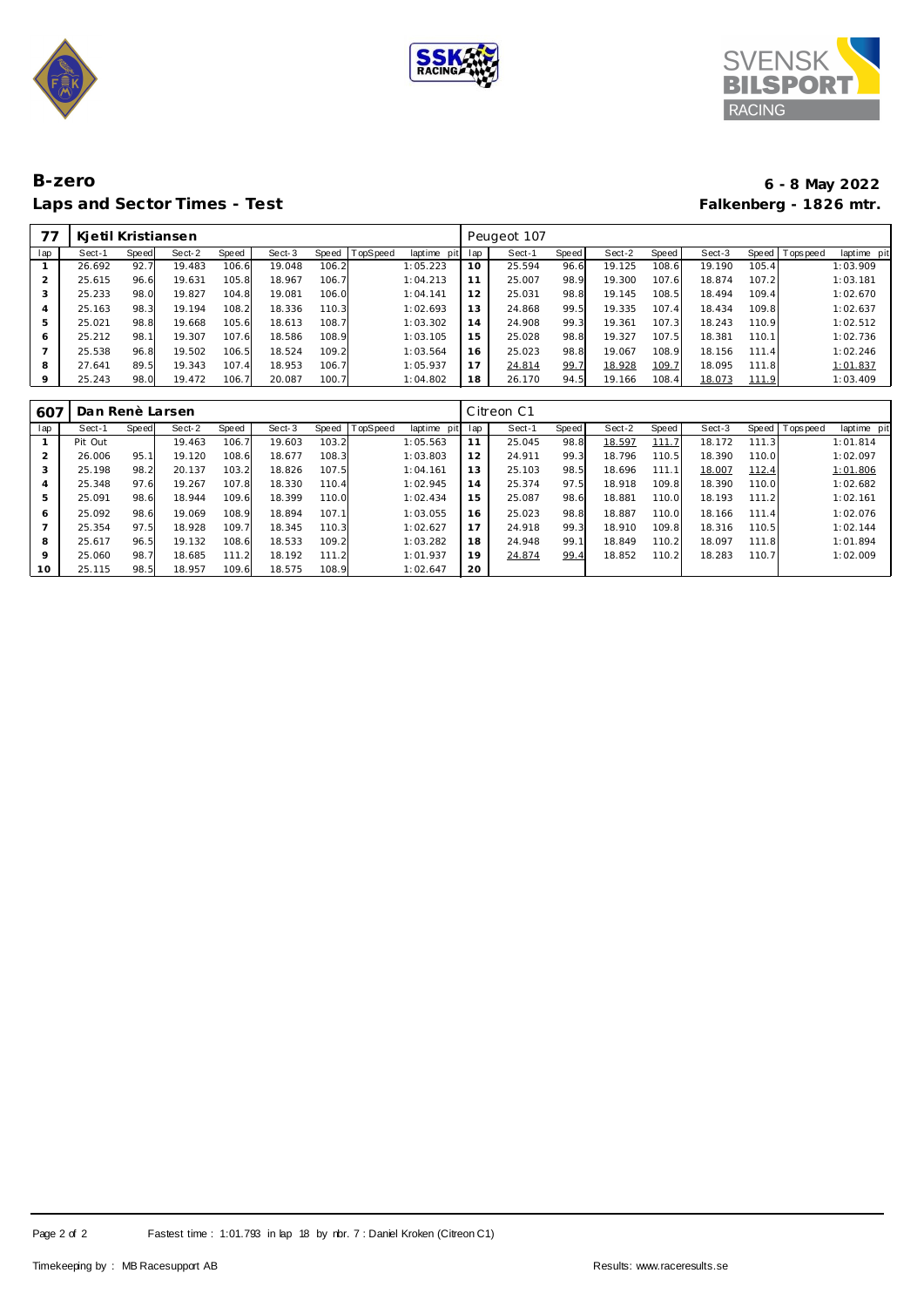## B-zero

## Laps and Sector Times - Test

**6 - 8 May 2022**

**Falkenberg - 1826 mtr.**

| 77 | Kjetil Kristiansen | | | | | | | | Peugeot 107 | | | | | | | | |
|---|---|---|---|---|---|---|---|---|---|---|---|---|---|---|---|---|---|
| lap | Sect-1 | Speed | Sect-2 | Speed | Sect-3 | Speed | TopSpeed | laptime pit | lap | Sect-1 | Speed | Sect-2 | Speed | Sect-3 | Speed | Topspeed | laptime pit |
| 1 | 26.692 | 92.7 | 19.483 | 106.6 | 19.048 | 106.2 | | 1:05.223 | 10 | 25.594 | 96.6 | 19.125 | 108.6 | 19.190 | 105.4 | | 1:03.909 |
| 2 | 25.615 | 96.6 | 19.631 | 105.8 | 18.967 | 106.7 | | 1:04.213 | 11 | 25.007 | 98.9 | 19.300 | 107.6 | 18.874 | 107.2 | | 1:03.181 |
| 3 | 25.233 | 98.0 | 19.827 | 104.8 | 19.081 | 106.0 | | 1:04.141 | 12 | 25.031 | 98.8 | 19.145 | 108.5 | 18.494 | 109.4 | | 1:02.670 |
| 4 | 25.163 | 98.3 | 19.194 | 108.2 | 18.336 | 110.3 | | 1:02.693 | 13 | 24.868 | 99.5 | 19.335 | 107.4 | 18.434 | 109.8 | | 1:02.637 |
| 5 | 25.021 | 98.8 | 19.668 | 105.6 | 18.613 | 108.7 | | 1:03.302 | 14 | 24.908 | 99.3 | 19.361 | 107.3 | 18.243 | 110.9 | | 1:02.512 |
| 6 | 25.212 | 98.1 | 19.307 | 107.6 | 18.586 | 108.9 | | 1:03.105 | 15 | 25.028 | 98.8 | 19.327 | 107.5 | 18.381 | 110.1 | | 1:02.736 |
| 7 | 25.538 | 96.8 | 19.502 | 106.5 | 18.524 | 109.2 | | 1:03.564 | 16 | 25.023 | 98.8 | 19.067 | 108.9 | 18.156 | 111.4 | | 1:02.246 |
| 8 | 27.641 | 89.5 | 19.343 | 107.4 | 18.953 | 106.7 | | 1:05.937 | 17 | 24.814 | 99.7 | 18.928 | 109.7 | 18.095 | 111.8 | | 1:01.837 |
| 9 | 25.243 | 98.0 | 19.472 | 106.7 | 20.087 | 100.7 | | 1:04.802 | 18 | 26.170 | 94.5 | 19.166 | 108.4 | 18.073 | 111.9 | | 1:03.409 |

| 607 | Dan Renè Larsen | | | | | | | | Citreon C1 | | | | | | | | |
|---|---|---|---|---|---|---|---|---|---|---|---|---|---|---|---|---|---|
| lap | Sect-1 | Speed | Sect-2 | Speed | Sect-3 | Speed | TopSpeed | laptime pit | lap | Sect-1 | Speed | Sect-2 | Speed | Sect-3 | Speed | Topspeed | laptime pit |
| 1 | Pit Out | | 19.463 | 106.7 | 19.603 | 103.2 | | 1:05.563 | 11 | 25.045 | 98.8 | 18.597 | 111.7 | 18.172 | 111.3 | | 1:01.814 |
| 2 | 26.006 | 95.1 | 19.120 | 108.6 | 18.677 | 108.3 | | 1:03.803 | 12 | 24.911 | 99.3 | 18.796 | 110.5 | 18.390 | 110.0 | | 1:02.097 |
| 3 | 25.198 | 98.2 | 20.137 | 103.2 | 18.826 | 107.5 | | 1:04.161 | 13 | 25.103 | 98.5 | 18.696 | 111.1 | 18.007 | 112.4 | | 1:01.806 |
| 4 | 25.348 | 97.6 | 19.267 | 107.8 | 18.330 | 110.4 | | 1:02.945 | 14 | 25.374 | 97.5 | 18.918 | 109.8 | 18.390 | 110.0 | | 1:02.682 |
| 5 | 25.091 | 98.6 | 18.944 | 109.6 | 18.399 | 110.0 | | 1:02.434 | 15 | 25.087 | 98.6 | 18.881 | 110.0 | 18.193 | 111.2 | | 1:02.161 |
| 6 | 25.092 | 98.6 | 19.069 | 108.9 | 18.894 | 107.1 | | 1:03.055 | 16 | 25.023 | 98.8 | 18.887 | 110.0 | 18.166 | 111.4 | | 1:02.076 |
| 7 | 25.354 | 97.5 | 18.928 | 109.7 | 18.345 | 110.3 | | 1:02.627 | 17 | 24.918 | 99.3 | 18.910 | 109.8 | 18.316 | 110.5 | | 1:02.144 |
| 8 | 25.617 | 96.5 | 19.132 | 108.6 | 18.533 | 109.2 | | 1:03.282 | 18 | 24.948 | 99.1 | 18.849 | 110.2 | 18.097 | 111.8 | | 1:01.894 |
| 9 | 25.060 | 98.7 | 18.685 | 111.2 | 18.192 | 111.2 | | 1:01.937 | 19 | 24.874 | 99.4 | 18.852 | 110.2 | 18.283 | 110.7 | | 1:02.009 |
| 10 | 25.115 | 98.5 | 18.957 | 109.6 | 18.575 | 108.9 | | 1:02.647 | 20 | | | | | | | | |

Fastest time : 1:01.793 in lap 18 by nbr. 7 : Daniel Kroken (Citreon C1)

Timekeeping by : MB Racesupport AB

Results: www.raceresults.se